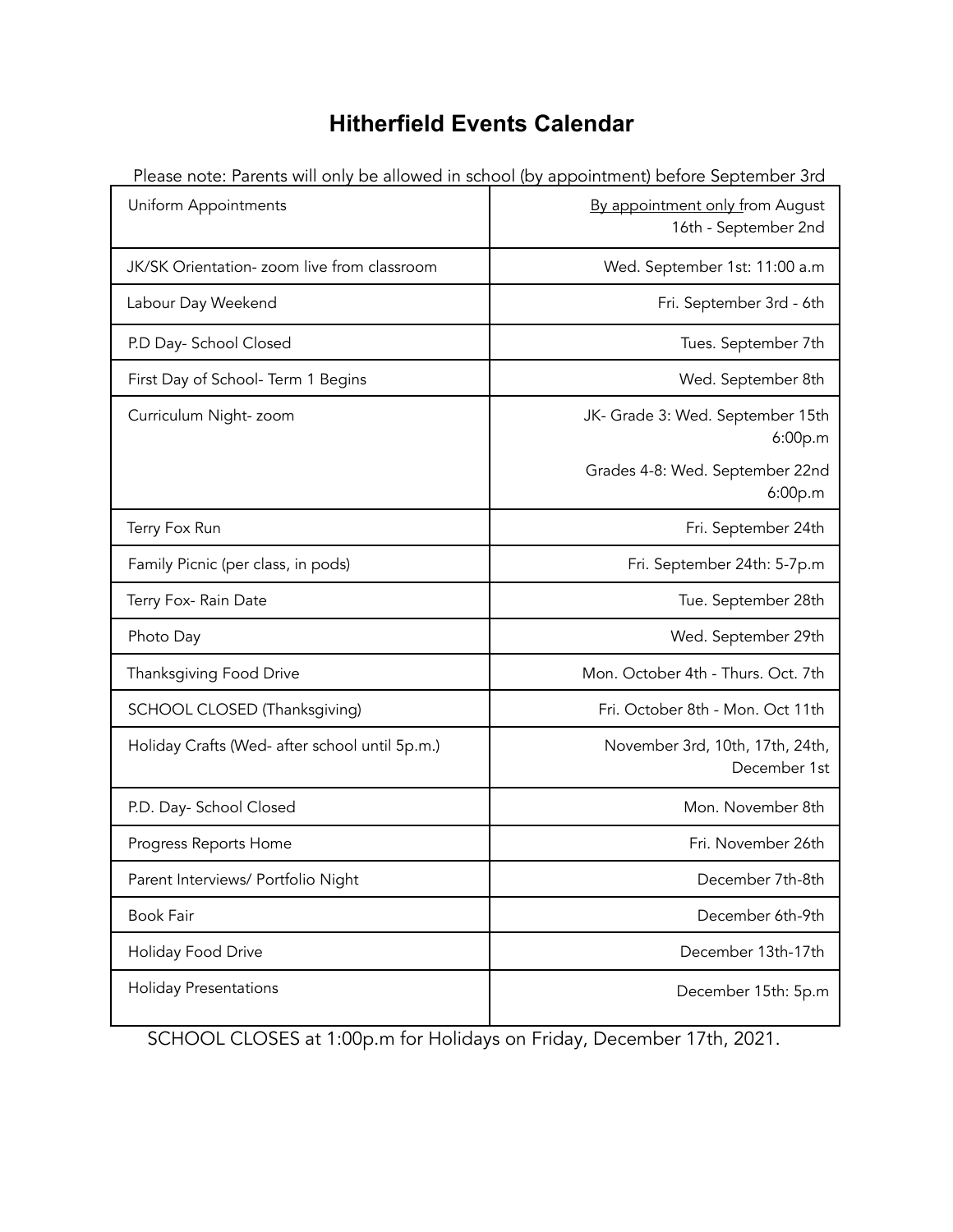# Hitherfield Events Calendar

Please note: Parents will only be allowed in school (by appointment) before September 3rd

| Event | Date |
|---|---|
| Uniform Appointments | By appointment only from August 16th - September 2nd |
| JK/SK Orientation- zoom live from classroom | Wed. September 1st: 11:00 a.m |
| Labour Day Weekend | Fri. September 3rd - 6th |
| P.D Day- School Closed | Tues. September 7th |
| First Day of School- Term 1 Begins | Wed. September 8th |
| Curriculum Night- zoom | JK- Grade 3: Wed. September 15th 6:00p.m<br>Grades 4-8: Wed. September 22nd 6:00p.m |
| Terry Fox Run | Fri. September 24th |
| Family Picnic (per class, in pods) | Fri. September 24th: 5-7p.m |
| Terry Fox- Rain Date | Tue. September 28th |
| Photo Day | Wed. September 29th |
| Thanksgiving Food Drive | Mon. October 4th - Thurs. Oct. 7th |
| SCHOOL CLOSED (Thanksgiving) | Fri. October 8th - Mon. Oct 11th |
| Holiday Crafts (Wed- after school until 5p.m.) | November 3rd, 10th, 17th, 24th, December 1st |
| P.D. Day- School Closed | Mon. November 8th |
| Progress Reports Home | Fri. November 26th |
| Parent Interviews/ Portfolio Night | December 7th-8th |
| Book Fair | December 6th-9th |
| Holiday Food Drive | December 13th-17th |
| Holiday Presentations | December 15th: 5p.m |

SCHOOL CLOSES at 1:00p.m for Holidays on Friday, December 17th, 2021.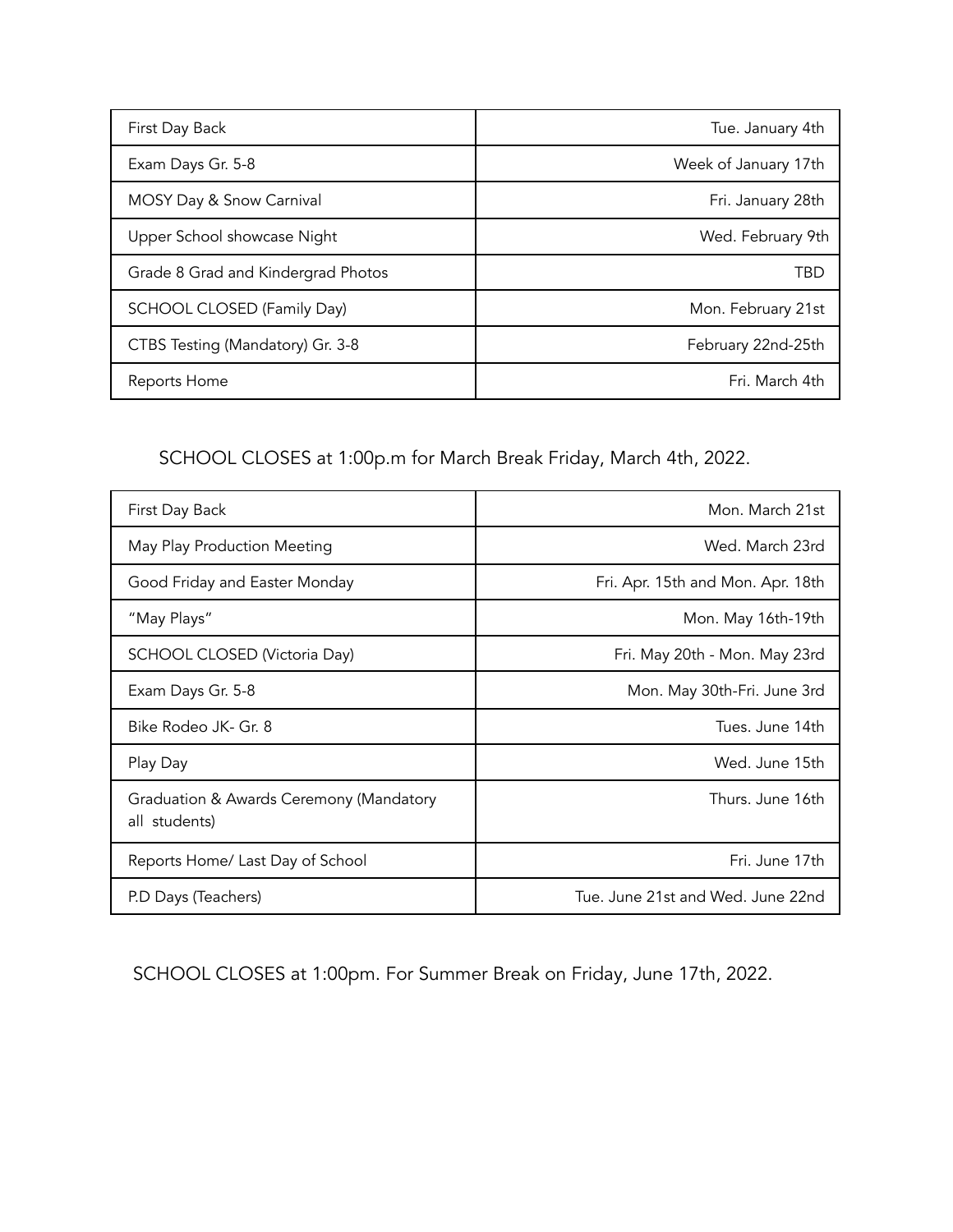| | |
|---|---|
| First Day Back | Tue. January 4th |
| Exam Days Gr. 5-8 | Week of January 17th |
| MOSY Day & Snow Carnival | Fri. January 28th |
| Upper School showcase Night | Wed. February 9th |
| Grade 8 Grad and Kindergrad Photos | TBD |
| SCHOOL CLOSED (Family Day) | Mon. February 21st |
| CTBS Testing (Mandatory) Gr. 3-8 | February 22nd-25th |
| Reports Home | Fri. March 4th |

SCHOOL CLOSES at 1:00p.m for March Break Friday, March 4th, 2022.

| | |
|---|---|
| First Day Back | Mon. March 21st |
| May Play Production Meeting | Wed. March 23rd |
| Good Friday and Easter Monday | Fri. Apr. 15th and Mon. Apr. 18th |
| "May Plays" | Mon. May 16th-19th |
| SCHOOL CLOSED (Victoria Day) | Fri. May 20th - Mon. May 23rd |
| Exam Days Gr. 5-8 | Mon. May 30th-Fri. June 3rd |
| Bike Rodeo JK- Gr. 8 | Tues. June 14th |
| Play Day | Wed. June 15th |
| Graduation & Awards Ceremony (Mandatory all students) | Thurs. June 16th |
| Reports Home/ Last Day of School | Fri. June 17th |
| P.D Days (Teachers) | Tue. June 21st and Wed. June 22nd |

SCHOOL CLOSES at 1:00pm. For Summer Break on Friday, June 17th, 2022.